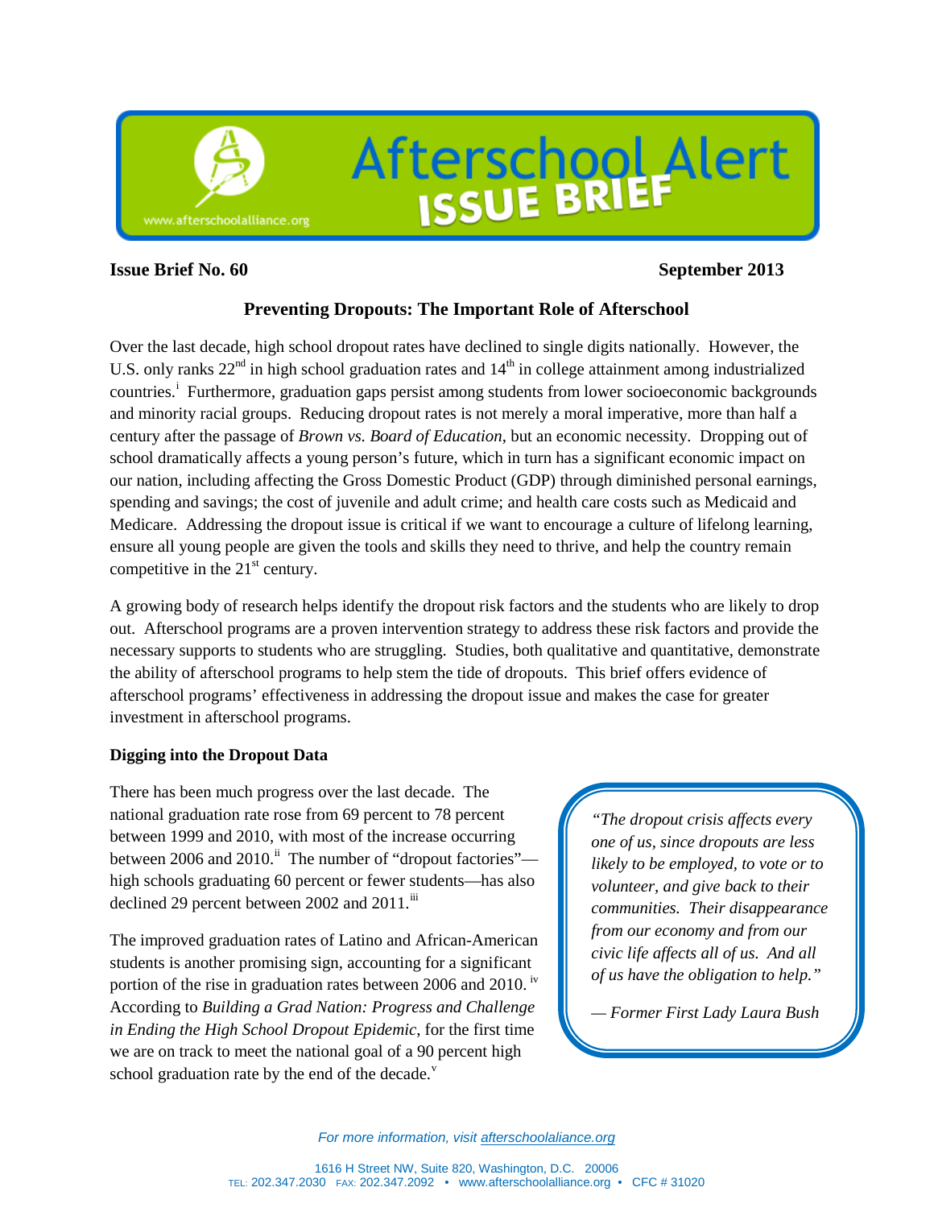# Afterschool Alert ISSUE BRIEF

www.afterschoolalliance.org

**Issue Brief No. 60** **September 2013**

## Preventing Dropouts: The Important Role of Afterschool

Over the last decade, high school dropout rates have declined to single digits nationally. However, the U.S. only ranks 22nd in high school graduation rates and 14th in college attainment among industrialized countries.[i] Furthermore, graduation gaps persist among students from lower socioeconomic backgrounds and minority racial groups. Reducing dropout rates is not merely a moral imperative, more than half a century after the passage of *Brown vs. Board of Education*, but an economic necessity. Dropping out of school dramatically affects a young person's future, which in turn has a significant economic impact on our nation, including affecting the Gross Domestic Product (GDP) through diminished personal earnings, spending and savings; the cost of juvenile and adult crime; and health care costs such as Medicaid and Medicare. Addressing the dropout issue is critical if we want to encourage a culture of lifelong learning, ensure all young people are given the tools and skills they need to thrive, and help the country remain competitive in the 21st century.

A growing body of research helps identify the dropout risk factors and the students who are likely to drop out. Afterschool programs are a proven intervention strategy to address these risk factors and provide the necessary supports to students who are struggling. Studies, both qualitative and quantitative, demonstrate the ability of afterschool programs to help stem the tide of dropouts. This brief offers evidence of afterschool programs' effectiveness in addressing the dropout issue and makes the case for greater investment in afterschool programs.

### Digging into the Dropout Data

There has been much progress over the last decade. The national graduation rate rose from 69 percent to 78 percent between 1999 and 2010, with most of the increase occurring between 2006 and 2010.[ii] The number of "dropout factories"—high schools graduating 60 percent or fewer students—has also declined 29 percent between 2002 and 2011.[iii]

The improved graduation rates of Latino and African-American students is another promising sign, accounting for a significant portion of the rise in graduation rates between 2006 and 2010.[iv] According to *Building a Grad Nation: Progress and Challenge in Ending the High School Dropout Epidemic*, for the first time we are on track to meet the national goal of a 90 percent high school graduation rate by the end of the decade.[v]

> *"The dropout crisis affects every one of us, since dropouts are less likely to be employed, to vote or to volunteer, and give back to their communities. Their disappearance from our economy and from our civic life affects all of us. And all of us have the obligation to help."*
>
> *— Former First Lady Laura Bush*

*For more information, visit afterschoolaliance.org*

1616 H Street NW, Suite 820, Washington, D.C. 20006
TEL: 202.347.2030 FAX: 202.347.2092 • www.afterschoolalliance.org • CFC # 31020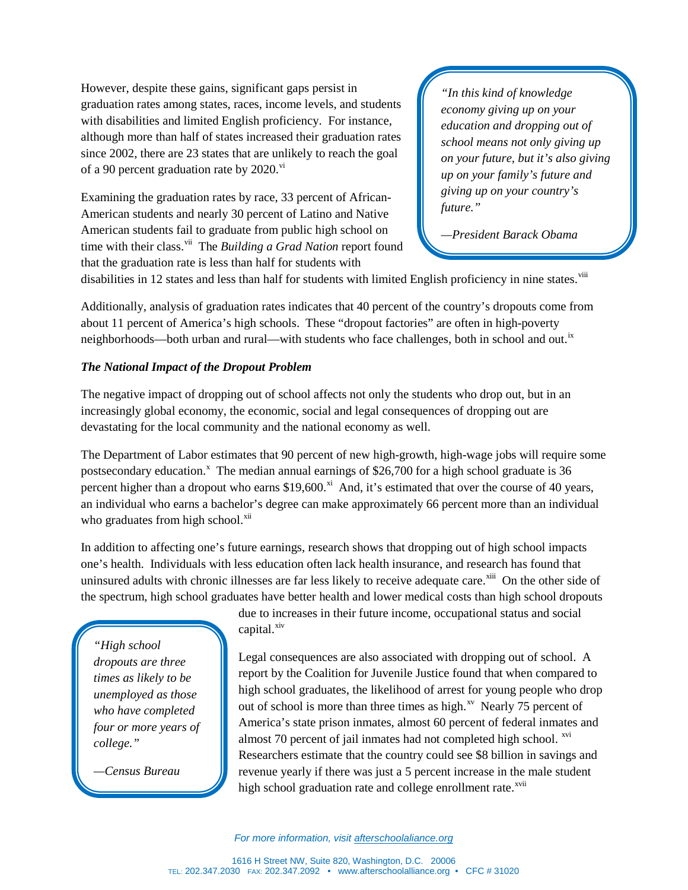However, despite these gains, significant gaps persist in graduation rates among states, races, income levels, and students with disabilities and limited English proficiency. For instance, although more than half of states increased their graduation rates since 2002, there are 23 states that are unlikely to reach the goal of a 90 percent graduation rate by 2020.[vi]

> *"In this kind of knowledge economy giving up on your education and dropping out of school means not only giving up on your future, but it's also giving up on your family's future and giving up on your country's future."*
>
> *—President Barack Obama*

Examining the graduation rates by race, 33 percent of African-American students and nearly 30 percent of Latino and Native American students fail to graduate from public high school on time with their class.[vii] The *Building a Grad Nation* report found that the graduation rate is less than half for students with disabilities in 12 states and less than half for students with limited English proficiency in nine states.[viii]

Additionally, analysis of graduation rates indicates that 40 percent of the country's dropouts come from about 11 percent of America's high schools. These "dropout factories" are often in high-poverty neighborhoods—both urban and rural—with students who face challenges, both in school and out.[ix]

***The National Impact of the Dropout Problem***

The negative impact of dropping out of school affects not only the students who drop out, but in an increasingly global economy, the economic, social and legal consequences of dropping out are devastating for the local community and the national economy as well.

The Department of Labor estimates that 90 percent of new high-growth, high-wage jobs will require some postsecondary education.[x] The median annual earnings of $26,700 for a high school graduate is 36 percent higher than a dropout who earns $19,600.[xi] And, it's estimated that over the course of 40 years, an individual who earns a bachelor's degree can make approximately 66 percent more than an individual who graduates from high school.[xii]

In addition to affecting one's future earnings, research shows that dropping out of high school impacts one's health. Individuals with less education often lack health insurance, and research has found that uninsured adults with chronic illnesses are far less likely to receive adequate care.[xiii] On the other side of the spectrum, high school graduates have better health and lower medical costs than high school dropouts due to increases in their future income, occupational status and social capital.[xiv]

> *"High school dropouts are three times as likely to be unemployed as those who have completed four or more years of college."*
>
> *—Census Bureau*

Legal consequences are also associated with dropping out of school. A report by the Coalition for Juvenile Justice found that when compared to high school graduates, the likelihood of arrest for young people who drop out of school is more than three times as high.[xv] Nearly 75 percent of America's state prison inmates, almost 60 percent of federal inmates and almost 70 percent of jail inmates had not completed high school.[xvi] Researchers estimate that the country could see $8 billion in savings and revenue yearly if there was just a 5 percent increase in the male student high school graduation rate and college enrollment rate.[xvii]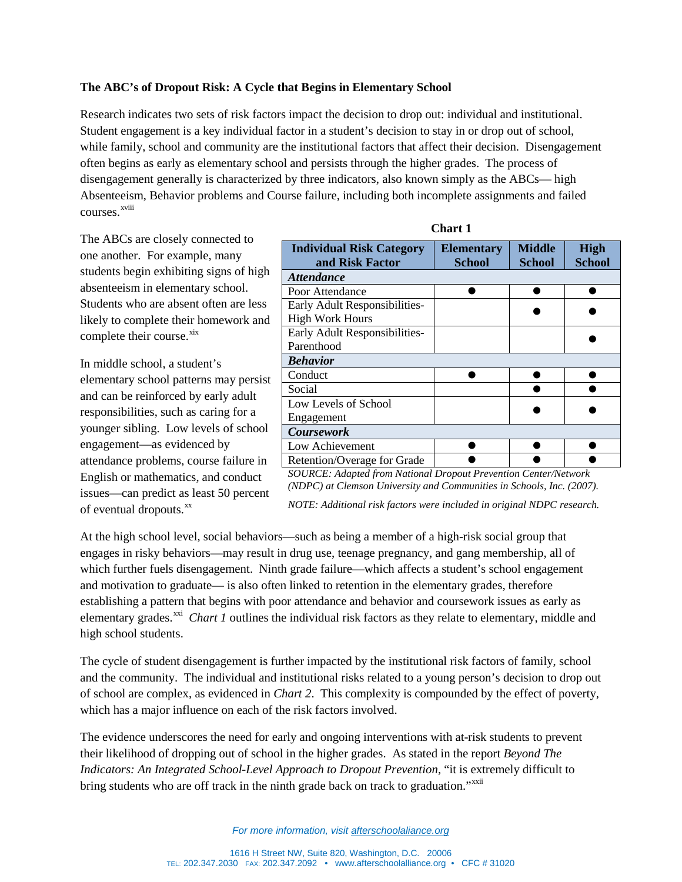**The ABC's of Dropout Risk: A Cycle that Begins in Elementary School**

Research indicates two sets of risk factors impact the decision to drop out: individual and institutional. Student engagement is a key individual factor in a student's decision to stay in or drop out of school, while family, school and community are the institutional factors that affect their decision. Disengagement often begins as early as elementary school and persists through the higher grades. The process of disengagement generally is characterized by three indicators, also known simply as the ABCs— high Absenteeism, Behavior problems and Course failure, including both incomplete assignments and failed courses.[xviii]

The ABCs are closely connected to one another. For example, many students begin exhibiting signs of high absenteeism in elementary school. Students who are absent often are less likely to complete their homework and complete their course.[xix]

In middle school, a student's elementary school patterns may persist and can be reinforced by early adult responsibilities, such as caring for a younger sibling. Low levels of school engagement—as evidenced by attendance problems, course failure in English or mathematics, and conduct issues—can predict as least 50 percent of eventual dropouts.[xx]

**Chart 1**

| Individual Risk Category and Risk Factor | Elementary School | Middle School | High School |
|---|---|---|---|
| ***Attendance*** | | | |
| Poor Attendance | ● | ● | ● |
| Early Adult Responsibilities-High Work Hours | | ● | ● |
| Early Adult Responsibilities-Parenthood | | | ● |
| ***Behavior*** | | | |
| Conduct | ● | ● | ● |
| Social | | ● | ● |
| Low Levels of School Engagement | | ● | ● |
| ***Coursework*** | | | |
| Low Achievement | ● | ● | ● |
| Retention/Overage for Grade | ● | ● | ● |

*SOURCE: Adapted from National Dropout Prevention Center/Network (NDPC) at Clemson University and Communities in Schools, Inc. (2007).*

*NOTE: Additional risk factors were included in original NDPC research.*

At the high school level, social behaviors—such as being a member of a high-risk social group that engages in risky behaviors—may result in drug use, teenage pregnancy, and gang membership, all of which further fuels disengagement. Ninth grade failure—which affects a student's school engagement and motivation to graduate— is also often linked to retention in the elementary grades, therefore establishing a pattern that begins with poor attendance and behavior and coursework issues as early as elementary grades.[xxi] *Chart 1* outlines the individual risk factors as they relate to elementary, middle and high school students.

The cycle of student disengagement is further impacted by the institutional risk factors of family, school and the community. The individual and institutional risks related to a young person's decision to drop out of school are complex, as evidenced in *Chart 2*. This complexity is compounded by the effect of poverty, which has a major influence on each of the risk factors involved.

The evidence underscores the need for early and ongoing interventions with at-risk students to prevent their likelihood of dropping out of school in the higher grades. As stated in the report *Beyond The Indicators: An Integrated School-Level Approach to Dropout Prevention*, "it is extremely difficult to bring students who are off track in the ninth grade back on track to graduation."[xxii]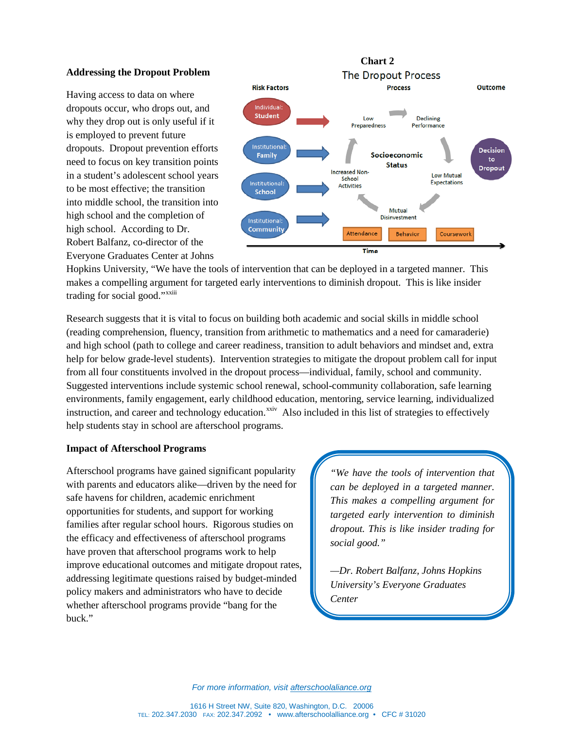## Addressing the Dropout Problem

**Chart 2**

The Dropout Process

| Risk Factors | Process | Outcome |
|---|---|---|
| Individual: Student | Low Preparedness → Declining Performance → Low Mutual Expectations → Mutual Disinvestment → Increased Non-School Activities → Low Preparedness (cycle around Socioeconomic Status) | Decision to Dropout |
| Institutional: Family | | |
| Institutional: School | | |
| Institutional: Community | Attendance, Behavior, Coursework | |

Time →

Having access to data on where dropouts occur, who drops out, and why they drop out is only useful if it is employed to prevent future dropouts. Dropout prevention efforts need to focus on key transition points in a student's adolescent school years to be most effective; the transition into middle school, the transition into high school and the completion of high school. According to Dr. Robert Balfanz, co-director of the Everyone Graduates Center at Johns Hopkins University, "We have the tools of intervention that can be deployed in a targeted manner. This makes a compelling argument for targeted early interventions to diminish dropout. This is like insider trading for social good."[xxiii]

Research suggests that it is vital to focus on building both academic and social skills in middle school (reading comprehension, fluency, transition from arithmetic to mathematics and a need for camaraderie) and high school (path to college and career readiness, transition to adult behaviors and mindset and, extra help for below grade-level students). Intervention strategies to mitigate the dropout problem call for input from all four constituents involved in the dropout process—individual, family, school and community. Suggested interventions include systemic school renewal, school-community collaboration, safe learning environments, family engagement, early childhood education, mentoring, service learning, individualized instruction, and career and technology education.[xxiv] Also included in this list of strategies to effectively help students stay in school are afterschool programs.

## Impact of Afterschool Programs

Afterschool programs have gained significant popularity with parents and educators alike—driven by the need for safe havens for children, academic enrichment opportunities for students, and support for working families after regular school hours. Rigorous studies on the efficacy and effectiveness of afterschool programs have proven that afterschool programs work to help improve educational outcomes and mitigate dropout rates, addressing legitimate questions raised by budget-minded policy makers and administrators who have to decide whether afterschool programs provide "bang for the buck."

> *"We have the tools of intervention that can be deployed in a targeted manner. This makes a compelling argument for targeted early intervention to diminish dropout. This is like insider trading for social good."*
>
> *—Dr. Robert Balfanz, Johns Hopkins University's Everyone Graduates Center*

*For more information, visit afterschoolalliance.org*

1616 H Street NW, Suite 820, Washington, D.C. 20006
TEL: 202.347.2030 FAX: 202.347.2092 • www.afterschoolalliance.org • CFC # 31020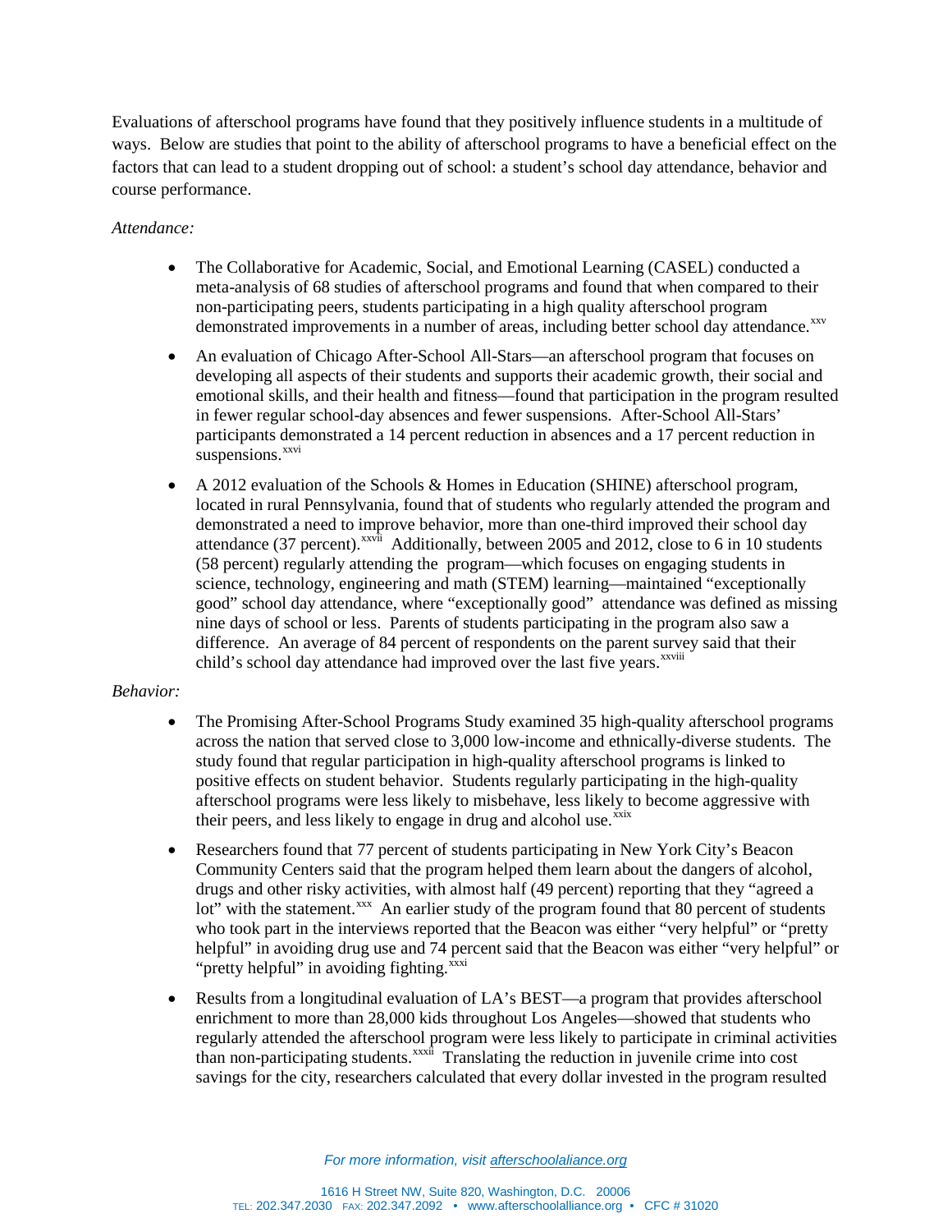Evaluations of afterschool programs have found that they positively influence students in a multitude of ways. Below are studies that point to the ability of afterschool programs to have a beneficial effect on the factors that can lead to a student dropping out of school: a student's school day attendance, behavior and course performance.

*Attendance:*

- The Collaborative for Academic, Social, and Emotional Learning (CASEL) conducted a meta-analysis of 68 studies of afterschool programs and found that when compared to their non-participating peers, students participating in a high quality afterschool program demonstrated improvements in a number of areas, including better school day attendance.[xxv]
- An evaluation of Chicago After-School All-Stars—an afterschool program that focuses on developing all aspects of their students and supports their academic growth, their social and emotional skills, and their health and fitness—found that participation in the program resulted in fewer regular school-day absences and fewer suspensions. After-School All-Stars' participants demonstrated a 14 percent reduction in absences and a 17 percent reduction in suspensions.[xxvi]
- A 2012 evaluation of the Schools & Homes in Education (SHINE) afterschool program, located in rural Pennsylvania, found that of students who regularly attended the program and demonstrated a need to improve behavior, more than one-third improved their school day attendance (37 percent).[xxvii] Additionally, between 2005 and 2012, close to 6 in 10 students (58 percent) regularly attending the program—which focuses on engaging students in science, technology, engineering and math (STEM) learning—maintained "exceptionally good" school day attendance, where "exceptionally good" attendance was defined as missing nine days of school or less. Parents of students participating in the program also saw a difference. An average of 84 percent of respondents on the parent survey said that their child's school day attendance had improved over the last five years.[xxviii]

*Behavior:*

- The Promising After-School Programs Study examined 35 high-quality afterschool programs across the nation that served close to 3,000 low-income and ethnically-diverse students. The study found that regular participation in high-quality afterschool programs is linked to positive effects on student behavior. Students regularly participating in the high-quality afterschool programs were less likely to misbehave, less likely to become aggressive with their peers, and less likely to engage in drug and alcohol use.[xxix]
- Researchers found that 77 percent of students participating in New York City's Beacon Community Centers said that the program helped them learn about the dangers of alcohol, drugs and other risky activities, with almost half (49 percent) reporting that they "agreed a lot" with the statement.[xxx] An earlier study of the program found that 80 percent of students who took part in the interviews reported that the Beacon was either "very helpful" or "pretty helpful" in avoiding drug use and 74 percent said that the Beacon was either "very helpful" or "pretty helpful" in avoiding fighting.[xxxi]
- Results from a longitudinal evaluation of LA's BEST—a program that provides afterschool enrichment to more than 28,000 kids throughout Los Angeles—showed that students who regularly attended the afterschool program were less likely to participate in criminal activities than non-participating students.[xxxii] Translating the reduction in juvenile crime into cost savings for the city, researchers calculated that every dollar invested in the program resulted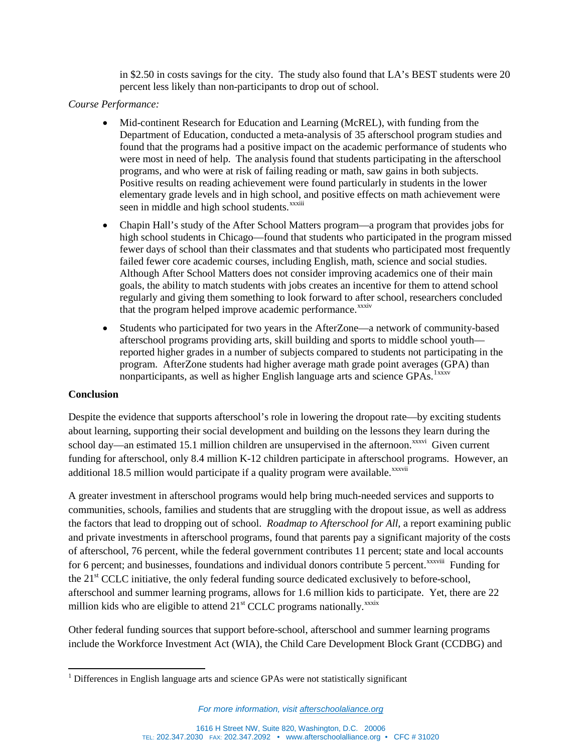in $2.50 in costs savings for the city. The study also found that LA's BEST students were 20 percent less likely than non-participants to drop out of school.

*Course Performance:*

- Mid-continent Research for Education and Learning (McREL), with funding from the Department of Education, conducted a meta-analysis of 35 afterschool program studies and found that the programs had a positive impact on the academic performance of students who were most in need of help. The analysis found that students participating in the afterschool programs, and who were at risk of failing reading or math, saw gains in both subjects. Positive results on reading achievement were found particularly in students in the lower elementary grade levels and in high school, and positive effects on math achievement were seen in middle and high school students.[xxxiii]
- Chapin Hall's study of the After School Matters program—a program that provides jobs for high school students in Chicago—found that students who participated in the program missed fewer days of school than their classmates and that students who participated most frequently failed fewer core academic courses, including English, math, science and social studies. Although After School Matters does not consider improving academics one of their main goals, the ability to match students with jobs creates an incentive for them to attend school regularly and giving them something to look forward to after school, researchers concluded that the program helped improve academic performance.[xxxiv]
- Students who participated for two years in the AfterZone—a network of community-based afterschool programs providing arts, skill building and sports to middle school youth—reported higher grades in a number of subjects compared to students not participating in the program. AfterZone students had higher average math grade point averages (GPA) than nonparticipants, as well as higher English language arts and science GPAs.[1][xxxv]

**Conclusion**

Despite the evidence that supports afterschool's role in lowering the dropout rate—by exciting students about learning, supporting their social development and building on the lessons they learn during the school day—an estimated 15.1 million children are unsupervised in the afternoon.[xxxvi] Given current funding for afterschool, only 8.4 million K-12 children participate in afterschool programs. However, an additional 18.5 million would participate if a quality program were available.[xxxvii]

A greater investment in afterschool programs would help bring much-needed services and supports to communities, schools, families and students that are struggling with the dropout issue, as well as address the factors that lead to dropping out of school. *Roadmap to Afterschool for All*, a report examining public and private investments in afterschool programs, found that parents pay a significant majority of the costs of afterschool, 76 percent, while the federal government contributes 11 percent; state and local accounts for 6 percent; and businesses, foundations and individual donors contribute 5 percent.[xxxviii] Funding for the 21st CCLC initiative, the only federal funding source dedicated exclusively to before-school, afterschool and summer learning programs, allows for 1.6 million kids to participate. Yet, there are 22 million kids who are eligible to attend 21st CCLC programs nationally.[xxxix]

Other federal funding sources that support before-school, afterschool and summer learning programs include the Workforce Investment Act (WIA), the Child Care Development Block Grant (CCDBG) and

[1] Differences in English language arts and science GPAs were not statistically significant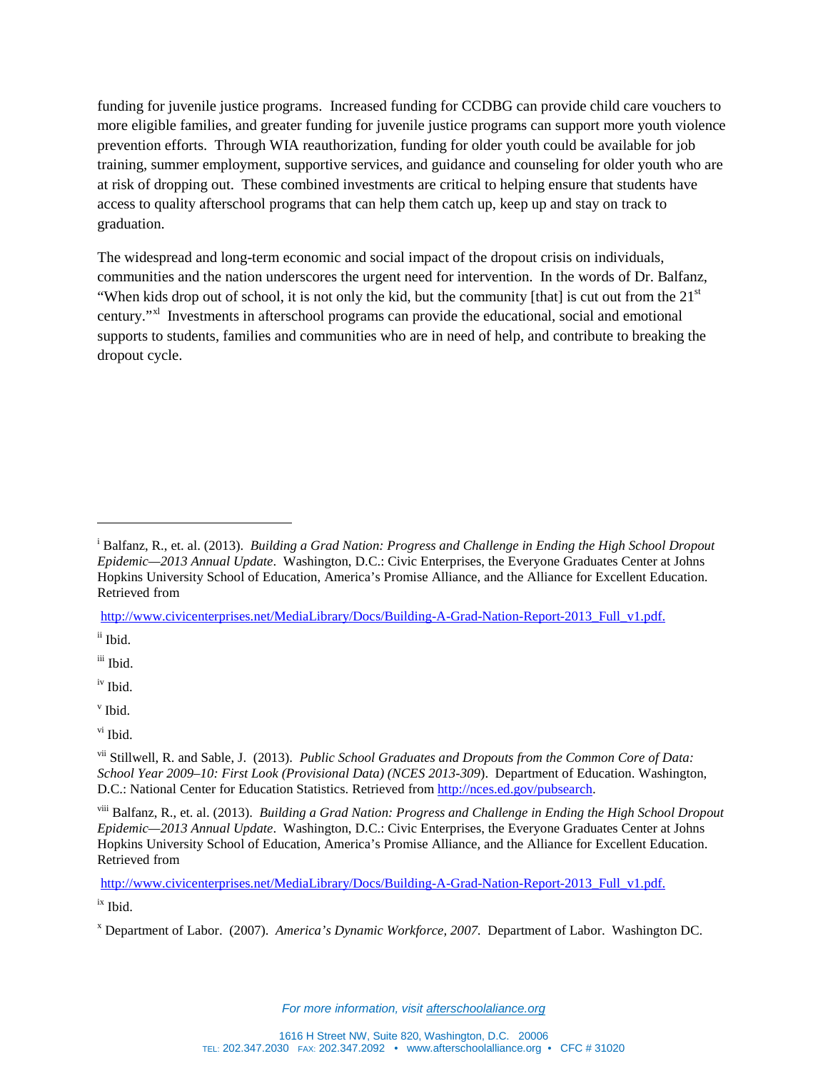funding for juvenile justice programs. Increased funding for CCDBG can provide child care vouchers to more eligible families, and greater funding for juvenile justice programs can support more youth violence prevention efforts. Through WIA reauthorization, funding for older youth could be available for job training, summer employment, supportive services, and guidance and counseling for older youth who are at risk of dropping out. These combined investments are critical to helping ensure that students have access to quality afterschool programs that can help them catch up, keep up and stay on track to graduation.

The widespread and long-term economic and social impact of the dropout crisis on individuals, communities and the nation underscores the urgent need for intervention. In the words of Dr. Balfanz, "When kids drop out of school, it is not only the kid, but the community [that] is cut out from the 21st century."[xl] Investments in afterschool programs can provide the educational, social and emotional supports to students, families and communities who are in need of help, and contribute to breaking the dropout cycle.

---

[i] Balfanz, R., et. al. (2013). *Building a Grad Nation: Progress and Challenge in Ending the High School Dropout Epidemic—2013 Annual Update*. Washington, D.C.: Civic Enterprises, the Everyone Graduates Center at Johns Hopkins University School of Education, America's Promise Alliance, and the Alliance for Excellent Education. Retrieved from

http://www.civicenterprises.net/MediaLibrary/Docs/Building-A-Grad-Nation-Report-2013_Full_v1.pdf.

[ii] Ibid.

[iii] Ibid.

[iv] Ibid.

[v] Ibid.

[vi] Ibid.

[vii] Stillwell, R. and Sable, J. (2013). *Public School Graduates and Dropouts from the Common Core of Data: School Year 2009–10: First Look (Provisional Data) (NCES 2013-309)*. Department of Education. Washington, D.C.: National Center for Education Statistics. Retrieved from http://nces.ed.gov/pubsearch.

[viii] Balfanz, R., et. al. (2013). *Building a Grad Nation: Progress and Challenge in Ending the High School Dropout Epidemic—2013 Annual Update*. Washington, D.C.: Civic Enterprises, the Everyone Graduates Center at Johns Hopkins University School of Education, America's Promise Alliance, and the Alliance for Excellent Education. Retrieved from

http://www.civicenterprises.net/MediaLibrary/Docs/Building-A-Grad-Nation-Report-2013_Full_v1.pdf.

[ix] Ibid.

[x] Department of Labor. (2007). *America's Dynamic Workforce, 2007.* Department of Labor. Washington DC.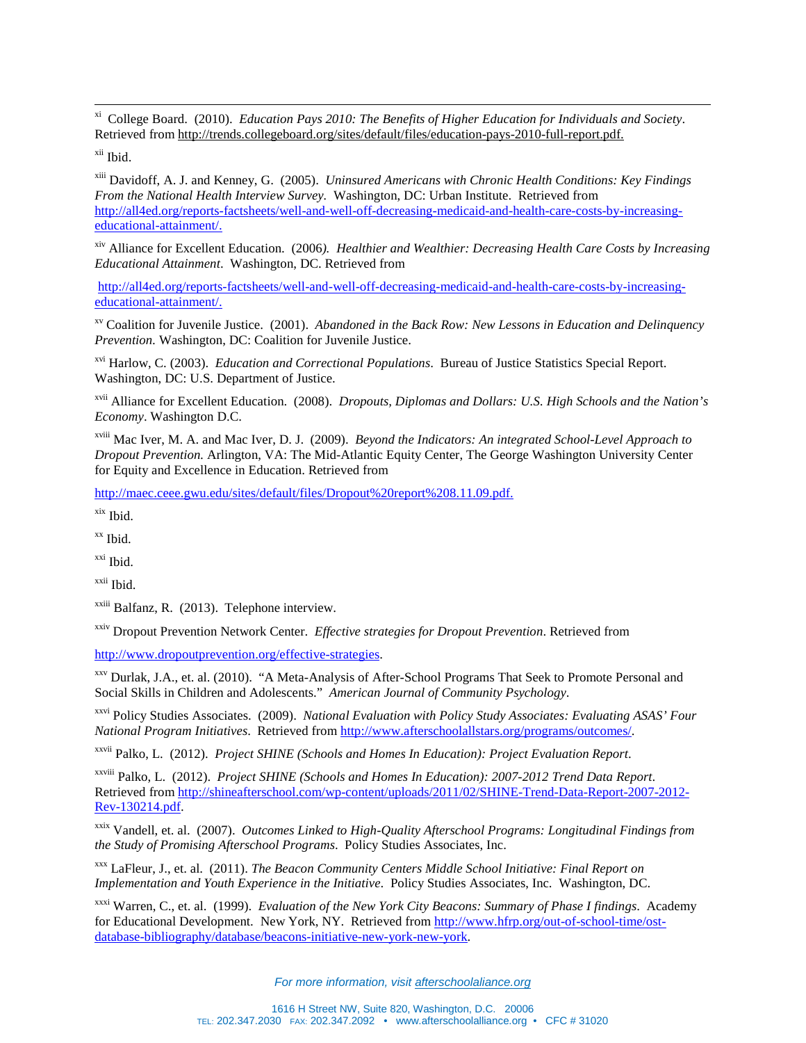[xi] College Board. (2010). *Education Pays 2010: The Benefits of Higher Education for Individuals and Society*. Retrieved from http://trends.collegeboard.org/sites/default/files/education-pays-2010-full-report.pdf.

[xii] Ibid.

[xiii] Davidoff, A. J. and Kenney, G. (2005). *Uninsured Americans with Chronic Health Conditions: Key Findings From the National Health Interview Survey*. Washington, DC: Urban Institute. Retrieved from http://all4ed.org/reports-factsheets/well-and-well-off-decreasing-medicaid-and-health-care-costs-by-increasing-educational-attainment/.

[xiv] Alliance for Excellent Education. (2006). *Healthier and Wealthier: Decreasing Health Care Costs by Increasing Educational Attainment*. Washington, DC. Retrieved from

http://all4ed.org/reports-factsheets/well-and-well-off-decreasing-medicaid-and-health-care-costs-by-increasing-educational-attainment/.

[xv] Coalition for Juvenile Justice. (2001). *Abandoned in the Back Row: New Lessons in Education and Delinquency Prevention*. Washington, DC: Coalition for Juvenile Justice.

[xvi] Harlow, C. (2003). *Education and Correctional Populations*. Bureau of Justice Statistics Special Report. Washington, DC: U.S. Department of Justice.

[xvii] Alliance for Excellent Education. (2008). *Dropouts, Diplomas and Dollars: U.S. High Schools and the Nation's Economy*. Washington D.C.

[xviii] Mac Iver, M. A. and Mac Iver, D. J. (2009). *Beyond the Indicators: An integrated School-Level Approach to Dropout Prevention*. Arlington, VA: The Mid-Atlantic Equity Center, The George Washington University Center for Equity and Excellence in Education. Retrieved from

http://maec.ceee.gwu.edu/sites/default/files/Dropout%20report%208.11.09.pdf.

[xix] Ibid.

[xx] Ibid.

[xxi] Ibid.

[xxii] Ibid.

[xxiii] Balfanz, R. (2013). Telephone interview.

[xxiv] Dropout Prevention Network Center. *Effective strategies for Dropout Prevention*. Retrieved from

http://www.dropoutprevention.org/effective-strategies.

[xxv] Durlak, J.A., et. al. (2010). "A Meta-Analysis of After-School Programs That Seek to Promote Personal and Social Skills in Children and Adolescents." *American Journal of Community Psychology*.

[xxvi] Policy Studies Associates. (2009). *National Evaluation with Policy Study Associates: Evaluating ASAS' Four National Program Initiatives*. Retrieved from http://www.afterschoolallstars.org/programs/outcomes/.

[xxvii] Palko, L. (2012). *Project SHINE (Schools and Homes In Education): Project Evaluation Report*.

[xxviii] Palko, L. (2012). *Project SHINE (Schools and Homes In Education): 2007-2012 Trend Data Report*. Retrieved from http://shineafterschool.com/wp-content/uploads/2011/02/SHINE-Trend-Data-Report-2007-2012-Rev-130214.pdf.

[xxix] Vandell, et. al. (2007). *Outcomes Linked to High-Quality Afterschool Programs: Longitudinal Findings from the Study of Promising Afterschool Programs*. Policy Studies Associates, Inc.

[xxx] LaFleur, J., et. al. (2011). *The Beacon Community Centers Middle School Initiative: Final Report on Implementation and Youth Experience in the Initiative*. Policy Studies Associates, Inc. Washington, DC.

[xxxi] Warren, C., et. al. (1999). *Evaluation of the New York City Beacons: Summary of Phase I findings*. Academy for Educational Development. New York, NY. Retrieved from http://www.hfrp.org/out-of-school-time/ost-database-bibliography/database/beacons-initiative-new-york-new-york.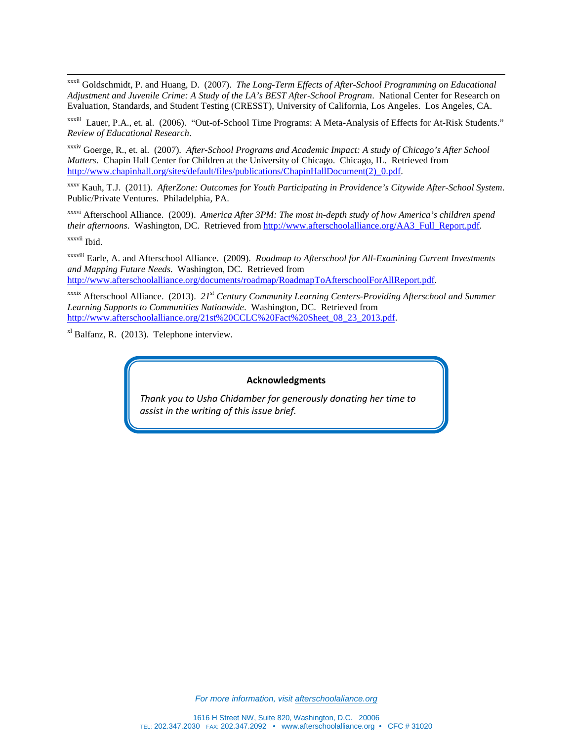[xxxii] Goldschmidt, P. and Huang, D. (2007). *The Long-Term Effects of After-School Programming on Educational Adjustment and Juvenile Crime: A Study of the LA's BEST After-School Program*. National Center for Research on Evaluation, Standards, and Student Testing (CRESST), University of California, Los Angeles. Los Angeles, CA.

[xxxiii] Lauer, P.A., et. al. (2006). "Out-of-School Time Programs: A Meta-Analysis of Effects for At-Risk Students." *Review of Educational Research*.

[xxxiv] Goerge, R., et. al. (2007). *After-School Programs and Academic Impact: A study of Chicago's After School Matters*. Chapin Hall Center for Children at the University of Chicago. Chicago, IL. Retrieved from http://www.chapinhall.org/sites/default/files/publications/ChapinHallDocument(2)_0.pdf.

[xxxv] Kauh, T.J. (2011). *AfterZone: Outcomes for Youth Participating in Providence's Citywide After-School System*. Public/Private Ventures. Philadelphia, PA.

[xxxvi] Afterschool Alliance. (2009). *America After 3PM: The most in-depth study of how America's children spend their afternoons*. Washington, DC. Retrieved from http://www.afterschoolalliance.org/AA3_Full_Report.pdf.

[xxxvii] Ibid.

[xxxviii] Earle, A. and Afterschool Alliance. (2009). *Roadmap to Afterschool for All-Examining Current Investments and Mapping Future Needs*. Washington, DC. Retrieved from http://www.afterschoolalliance.org/documents/roadmap/RoadmapToAfterschoolForAllReport.pdf.

[xxxix] Afterschool Alliance. (2013). *21st Century Community Learning Centers-Providing Afterschool and Summer Learning Supports to Communities Nationwide*. Washington, DC. Retrieved from http://www.afterschoolalliance.org/21st%20CCLC%20Fact%20Sheet_08_23_2013.pdf.

[xl] Balfanz, R. (2013). Telephone interview.

**Acknowledgments**

*Thank you to Usha Chidamber for generously donating her time to assist in the writing of this issue brief.*

*For more information, visit afterschoolaliance.org*

1616 H Street NW, Suite 820, Washington, D.C. 20006
TEL: 202.347.2030 FAX: 202.347.2092 • www.afterschoolalliance.org • CFC # 31020